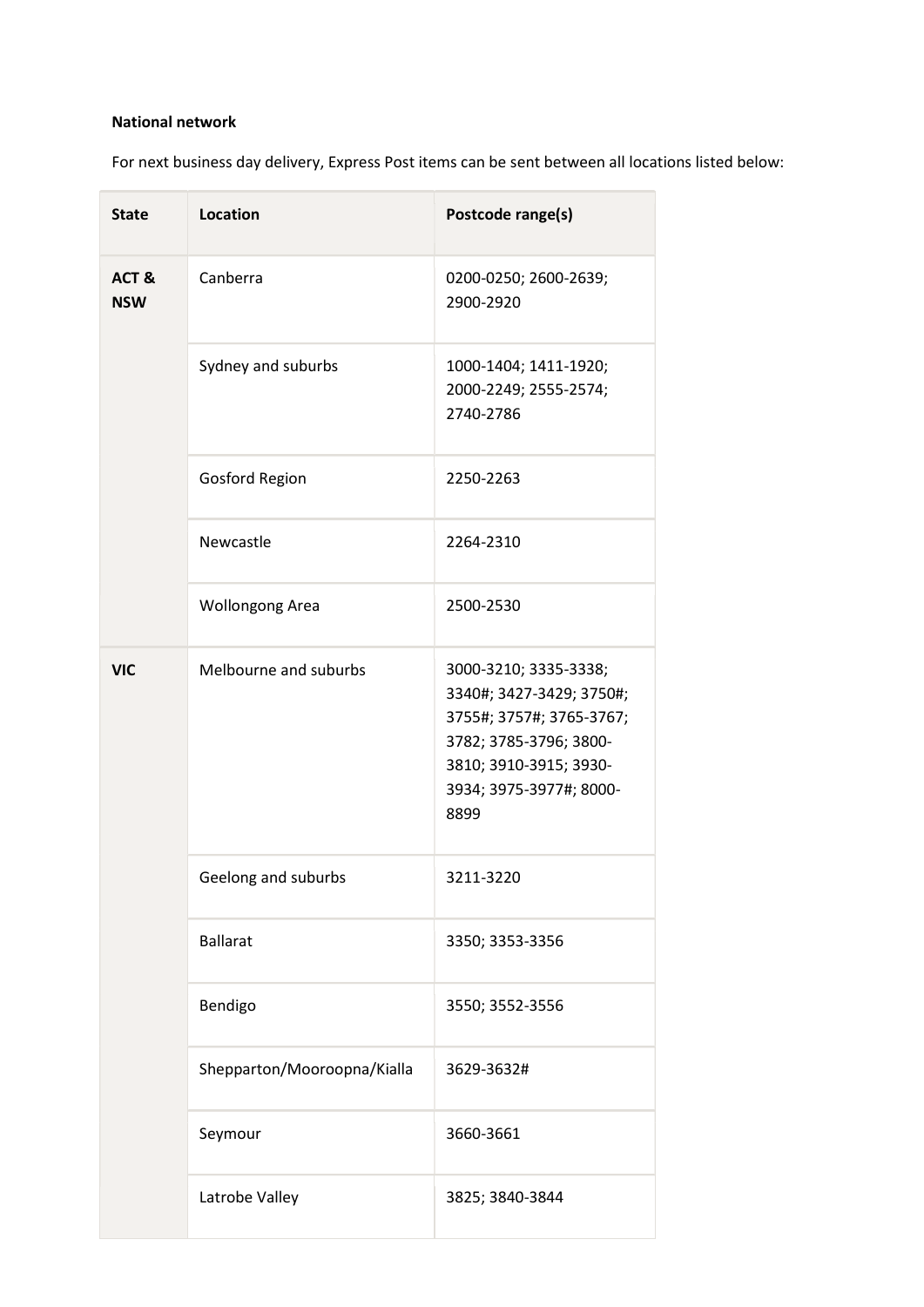**National network**

For next business day delivery, Express Post items can be sent between all locations listed below:

| State | Location | Postcode range(s) |
|---|---|---|
| ACT & NSW | Canberra | 0200-0250; 2600-2639; 2900-2920 |
| | Sydney and suburbs | 1000-1404; 1411-1920; 2000-2249; 2555-2574; 2740-2786 |
| | Gosford Region | 2250-2263 |
| | Newcastle | 2264-2310 |
| | Wollongong Area | 2500-2530 |
| VIC | Melbourne and suburbs | 3000-3210; 3335-3338; 3340#; 3427-3429; 3750#; 3755#; 3757#; 3765-3767; 3782; 3785-3796; 3800-3810; 3910-3915; 3930-3934; 3975-3977#; 8000-8899 |
| | Geelong and suburbs | 3211-3220 |
| | Ballarat | 3350; 3353-3356 |
| | Bendigo | 3550; 3552-3556 |
| | Shepparton/Mooroopna/Kialla | 3629-3632# |
| | Seymour | 3660-3661 |
| | Latrobe Valley | 3825; 3840-3844 |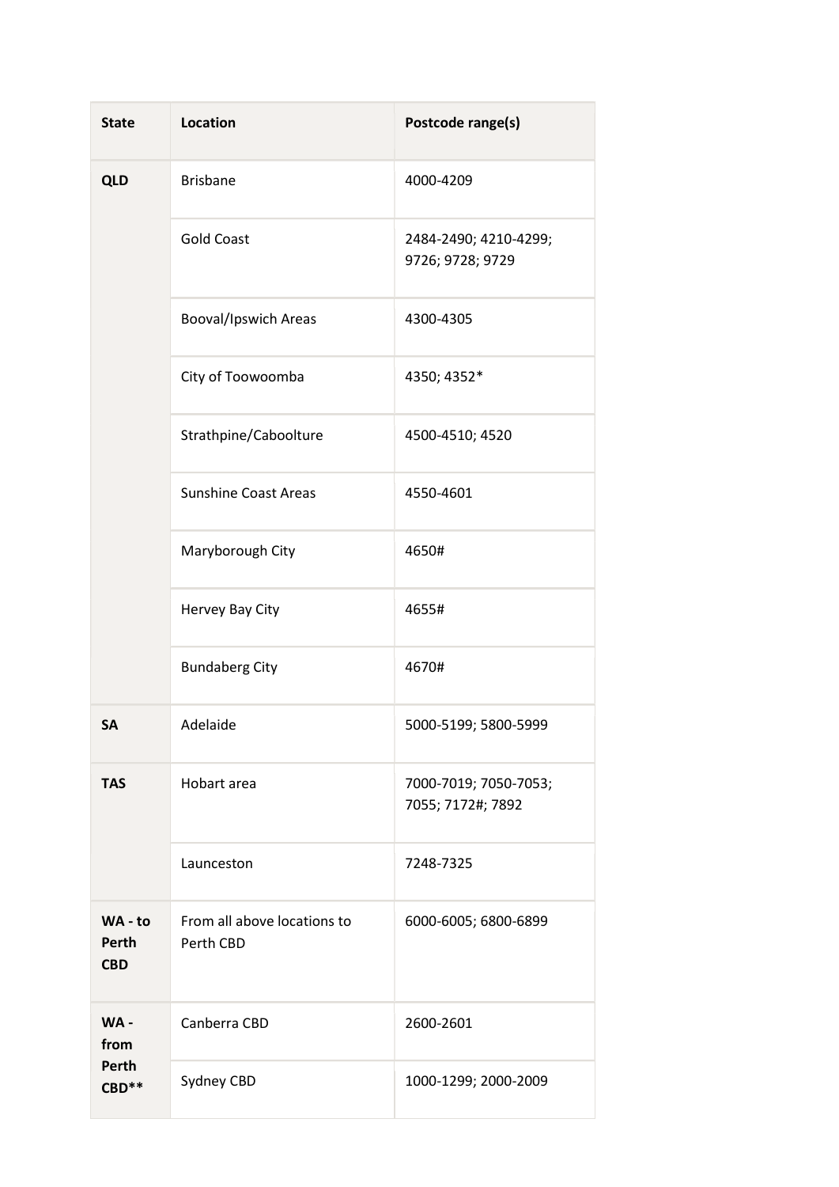| State | Location | Postcode range(s) |
| --- | --- | --- |
| **QLD** | Brisbane | 4000-4209 |
| | Gold Coast | 2484-2490; 4210-4299; 9726; 9728; 9729 |
| | Booval/Ipswich Areas | 4300-4305 |
| | City of Toowoomba | 4350; 4352* |
| | Strathpine/Caboolture | 4500-4510; 4520 |
| | Sunshine Coast Areas | 4550-4601 |
| | Maryborough City | 4650# |
| | Hervey Bay City | 4655# |
| | Bundaberg City | 4670# |
| **SA** | Adelaide | 5000-5199; 5800-5999 |
| **TAS** | Hobart area | 7000-7019; 7050-7053; 7055; 7172#; 7892 |
| | Launceston | 7248-7325 |
| **WA - to Perth CBD** | From all above locations to Perth CBD | 6000-6005; 6800-6899 |
| **WA - from Perth CBD**** | Canberra CBD | 2600-2601 |
| | Sydney CBD | 1000-1299; 2000-2009 |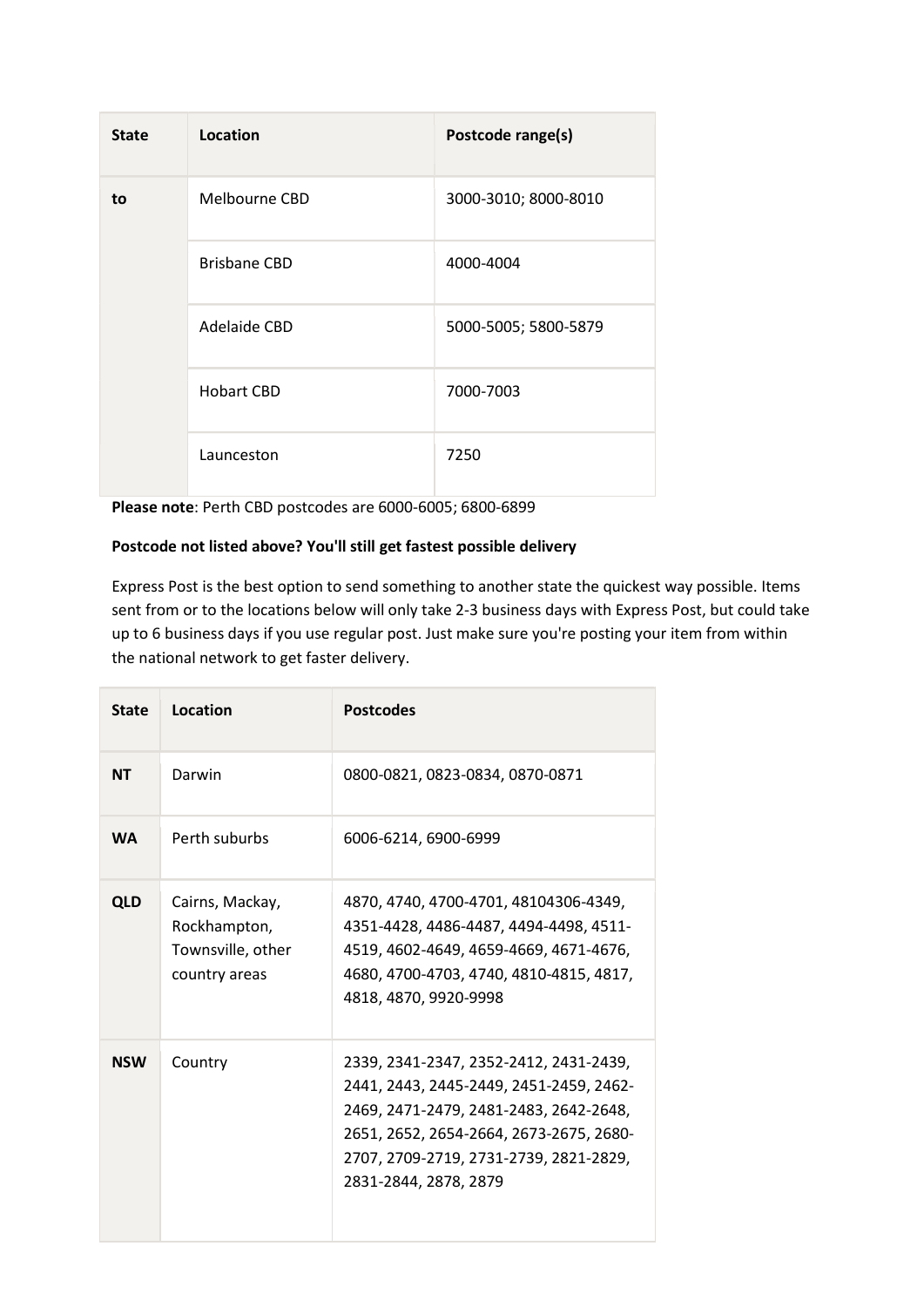| State | Location | Postcode range(s) |
|---|---|---|
| to | Melbourne CBD | 3000-3010; 8000-8010 |
| | Brisbane CBD | 4000-4004 |
| | Adelaide CBD | 5000-5005; 5800-5879 |
| | Hobart CBD | 7000-7003 |
| | Launceston | 7250 |

**Please note**: Perth CBD postcodes are 6000-6005; 6800-6899

**Postcode not listed above? You'll still get fastest possible delivery**

Express Post is the best option to send something to another state the quickest way possible. Items sent from or to the locations below will only take 2-3 business days with Express Post, but could take up to 6 business days if you use regular post. Just make sure you're posting your item from within the national network to get faster delivery.

| State | Location | Postcodes |
|---|---|---|
| NT | Darwin | 0800-0821, 0823-0834, 0870-0871 |
| WA | Perth suburbs | 6006-6214, 6900-6999 |
| QLD | Cairns, Mackay, Rockhampton, Townsville, other country areas | 4870, 4740, 4700-4701, 48104306-4349, 4351-4428, 4486-4487, 4494-4498, 4511-4519, 4602-4649, 4659-4669, 4671-4676, 4680, 4700-4703, 4740, 4810-4815, 4817, 4818, 4870, 9920-9998 |
| NSW | Country | 2339, 2341-2347, 2352-2412, 2431-2439, 2441, 2443, 2445-2449, 2451-2459, 2462-2469, 2471-2479, 2481-2483, 2642-2648, 2651, 2652, 2654-2664, 2673-2675, 2680-2707, 2709-2719, 2731-2739, 2821-2829, 2831-2844, 2878, 2879 |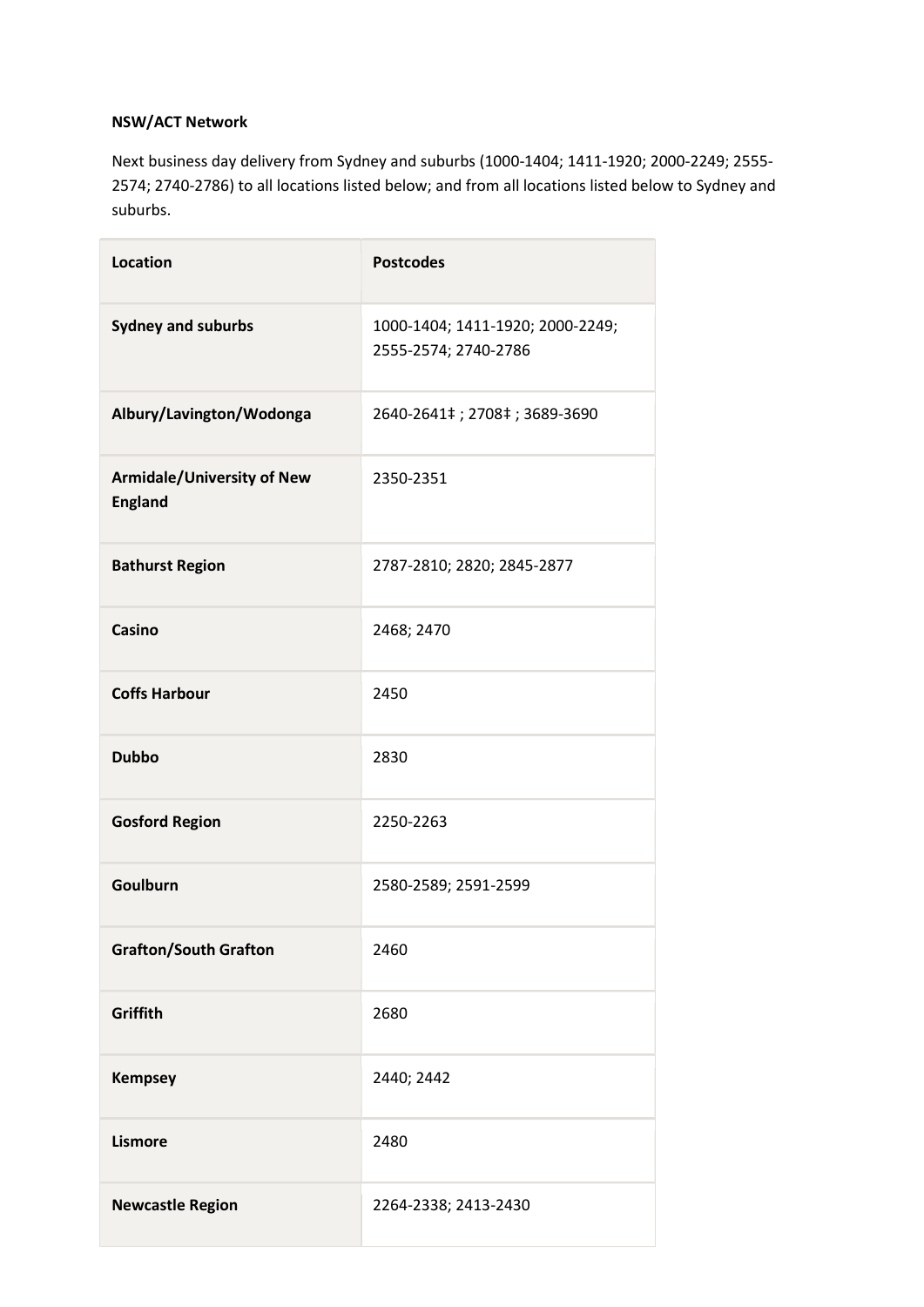**NSW/ACT Network**

Next business day delivery from Sydney and suburbs (1000-1404; 1411-1920; 2000-2249; 2555-2574; 2740-2786) to all locations listed below; and from all locations listed below to Sydney and suburbs.

| Location | Postcodes |
|---|---|
| **Sydney and suburbs** | 1000-1404; 1411-1920; 2000-2249; 2555-2574; 2740-2786 |
| **Albury/Lavington/Wodonga** | 2640-2641‡ ; 2708‡ ; 3689-3690 |
| **Armidale/University of New England** | 2350-2351 |
| **Bathurst Region** | 2787-2810; 2820; 2845-2877 |
| **Casino** | 2468; 2470 |
| **Coffs Harbour** | 2450 |
| **Dubbo** | 2830 |
| **Gosford Region** | 2250-2263 |
| **Goulburn** | 2580-2589; 2591-2599 |
| **Grafton/South Grafton** | 2460 |
| **Griffith** | 2680 |
| **Kempsey** | 2440; 2442 |
| **Lismore** | 2480 |
| **Newcastle Region** | 2264-2338; 2413-2430 |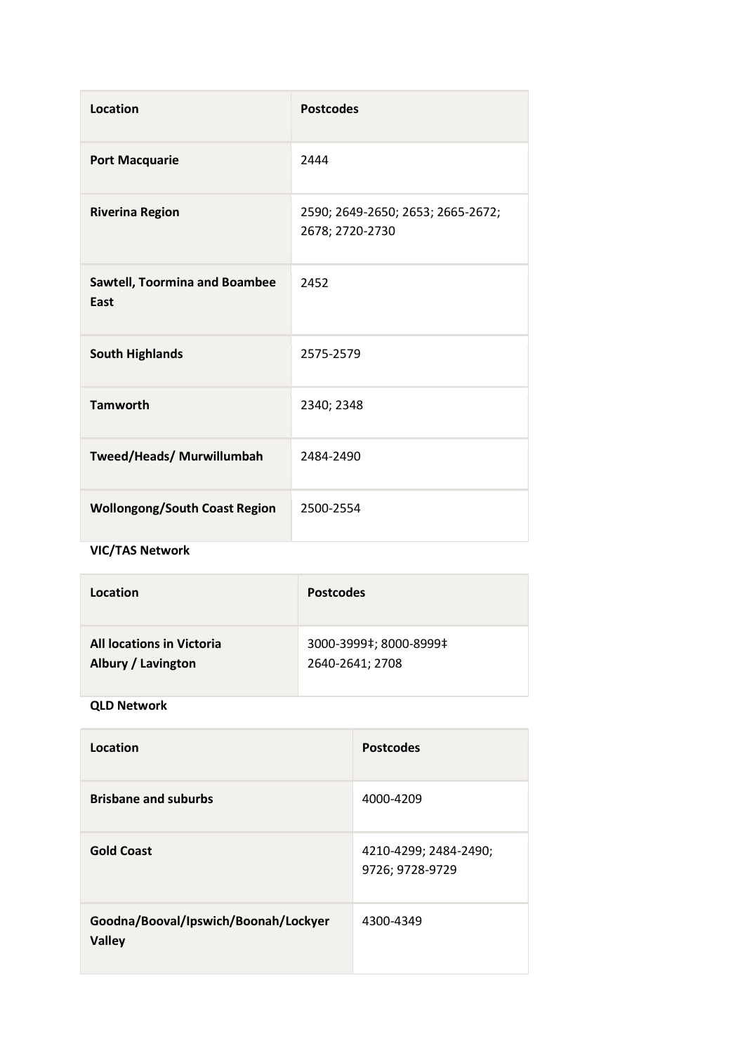| Location | Postcodes |
|---|---|
| **Port Macquarie** | 2444 |
| **Riverina Region** | 2590; 2649-2650; 2653; 2665-2672; 2678; 2720-2730 |
| **Sawtell, Toormina and Boambee East** | 2452 |
| **South Highlands** | 2575-2579 |
| **Tamworth** | 2340; 2348 |
| **Tweed/Heads/ Murwillumbah** | 2484-2490 |
| **Wollongong/South Coast Region** | 2500-2554 |

**VIC/TAS Network**

| Location | Postcodes |
|---|---|
| **All locations in Victoria** **Albury / Lavington** | 3000-3999‡; 8000-8999‡ 2640-2641; 2708 |

**QLD Network**

| Location | Postcodes |
|---|---|
| **Brisbane and suburbs** | 4000-4209 |
| **Gold Coast** | 4210-4299; 2484-2490; 9726; 9728-9729 |
| **Goodna/Booval/Ipswich/Boonah/Lockyer Valley** | 4300-4349 |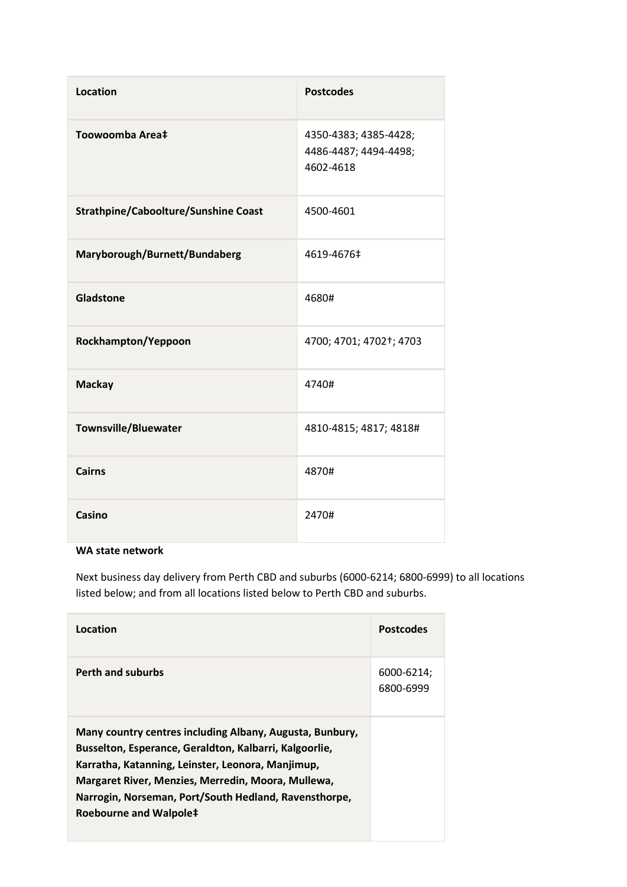| Location | Postcodes |
| --- | --- |
| **Toowoomba Area‡** | 4350-4383; 4385-4428; 4486-4487; 4494-4498; 4602-4618 |
| **Strathpine/Caboolture/Sunshine Coast** | 4500-4601 |
| **Maryborough/Burnett/Bundaberg** | 4619-4676‡ |
| **Gladstone** | 4680# |
| **Rockhampton/Yeppoon** | 4700; 4701; 4702†; 4703 |
| **Mackay** | 4740# |
| **Townsville/Bluewater** | 4810-4815; 4817; 4818# |
| **Cairns** | 4870# |
| **Casino** | 2470# |

**WA state network**

Next business day delivery from Perth CBD and suburbs (6000-6214; 6800-6999) to all locations listed below; and from all locations listed below to Perth CBD and suburbs.

| Location | Postcodes |
| --- | --- |
| **Perth and suburbs** | 6000-6214; 6800-6999 |
| **Many country centres including Albany, Augusta, Bunbury, Busselton, Esperance, Geraldton, Kalbarri, Kalgoorlie, Karratha, Katanning, Leinster, Leonora, Manjimup, Margaret River, Menzies, Merredin, Moora, Mullewa, Narrogin, Norseman, Port/South Hedland, Ravensthorpe, Roebourne and Walpole‡** | |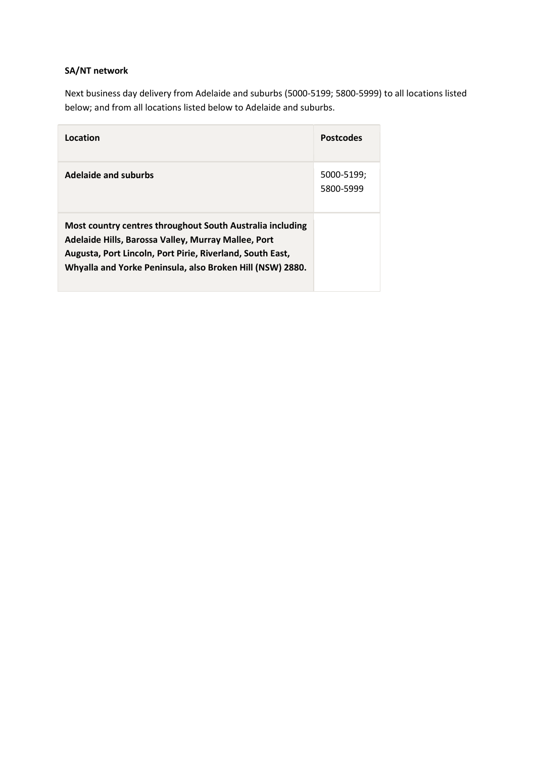**SA/NT network**

Next business day delivery from Adelaide and suburbs (5000-5199; 5800-5999) to all locations listed below; and from all locations listed below to Adelaide and suburbs.

| Location | Postcodes |
| --- | --- |
| **Adelaide and suburbs** | 5000-5199; 5800-5999 |
| **Most country centres throughout South Australia including Adelaide Hills, Barossa Valley, Murray Mallee, Port Augusta, Port Lincoln, Port Pirie, Riverland, South East, Whyalla and Yorke Peninsula, also Broken Hill (NSW) 2880.** | |